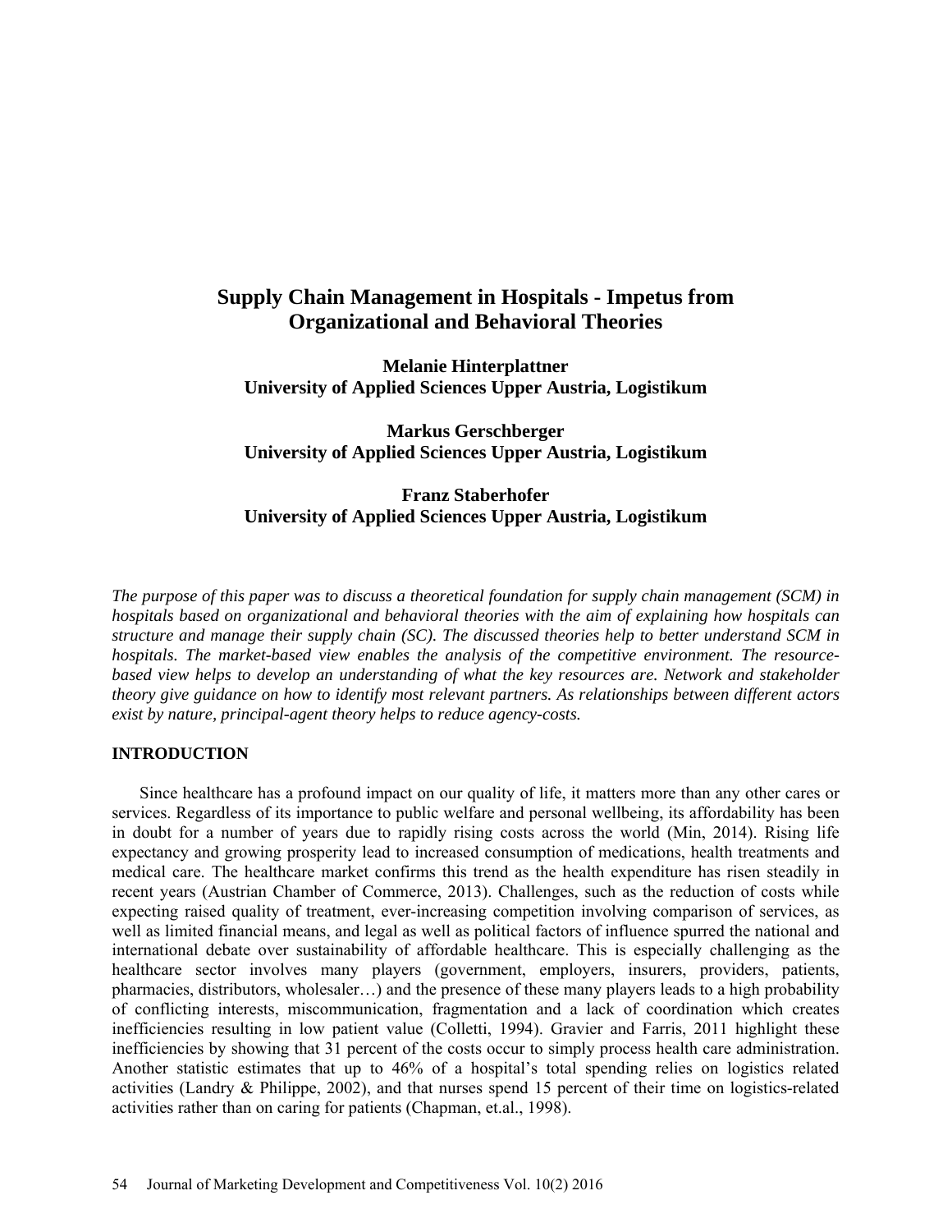# Supply Chain Management in Hospitals - Impetus from Organizational and Behavioral Theories

**Melanie Hinterplattner**
**University of Applied Sciences Upper Austria, Logistikum**

**Markus Gerschberger**
**University of Applied Sciences Upper Austria, Logistikum**

**Franz Staberhofer**
**University of Applied Sciences Upper Austria, Logistikum**

*The purpose of this paper was to discuss a theoretical foundation for supply chain management (SCM) in hospitals based on organizational and behavioral theories with the aim of explaining how hospitals can structure and manage their supply chain (SC). The discussed theories help to better understand SCM in hospitals. The market-based view enables the analysis of the competitive environment. The resource-based view helps to develop an understanding of what the key resources are. Network and stakeholder theory give guidance on how to identify most relevant partners. As relationships between different actors exist by nature, principal-agent theory helps to reduce agency-costs.*

## INTRODUCTION

Since healthcare has a profound impact on our quality of life, it matters more than any other cares or services. Regardless of its importance to public welfare and personal wellbeing, its affordability has been in doubt for a number of years due to rapidly rising costs across the world (Min, 2014). Rising life expectancy and growing prosperity lead to increased consumption of medications, health treatments and medical care. The healthcare market confirms this trend as the health expenditure has risen steadily in recent years (Austrian Chamber of Commerce, 2013). Challenges, such as the reduction of costs while expecting raised quality of treatment, ever-increasing competition involving comparison of services, as well as limited financial means, and legal as well as political factors of influence spurred the national and international debate over sustainability of affordable healthcare. This is especially challenging as the healthcare sector involves many players (government, employers, insurers, providers, patients, pharmacies, distributors, wholesaler…) and the presence of these many players leads to a high probability of conflicting interests, miscommunication, fragmentation and a lack of coordination which creates inefficiencies resulting in low patient value (Colletti, 1994). Gravier and Farris, 2011 highlight these inefficiencies by showing that 31 percent of the costs occur to simply process health care administration. Another statistic estimates that up to 46% of a hospital's total spending relies on logistics related activities (Landry & Philippe, 2002), and that nurses spend 15 percent of their time on logistics-related activities rather than on caring for patients (Chapman, et.al., 1998).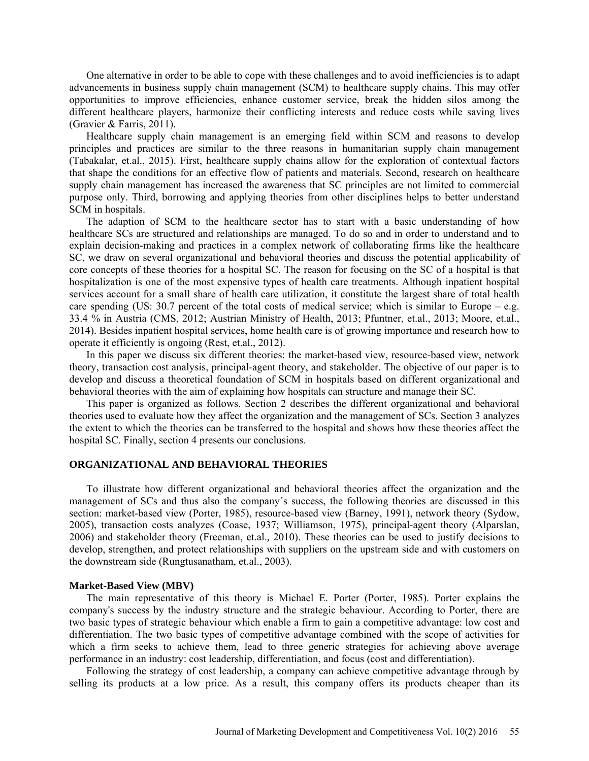One alternative in order to be able to cope with these challenges and to avoid inefficiencies is to adapt advancements in business supply chain management (SCM) to healthcare supply chains. This may offer opportunities to improve efficiencies, enhance customer service, break the hidden silos among the different healthcare players, harmonize their conflicting interests and reduce costs while saving lives (Gravier & Farris, 2011).

Healthcare supply chain management is an emerging field within SCM and reasons to develop principles and practices are similar to the three reasons in humanitarian supply chain management (Tabakalar, et.al., 2015). First, healthcare supply chains allow for the exploration of contextual factors that shape the conditions for an effective flow of patients and materials. Second, research on healthcare supply chain management has increased the awareness that SC principles are not limited to commercial purpose only. Third, borrowing and applying theories from other disciplines helps to better understand SCM in hospitals.

The adaption of SCM to the healthcare sector has to start with a basic understanding of how healthcare SCs are structured and relationships are managed. To do so and in order to understand and to explain decision-making and practices in a complex network of collaborating firms like the healthcare SC, we draw on several organizational and behavioral theories and discuss the potential applicability of core concepts of these theories for a hospital SC. The reason for focusing on the SC of a hospital is that hospitalization is one of the most expensive types of health care treatments. Although inpatient hospital services account for a small share of health care utilization, it constitute the largest share of total health care spending (US: 30.7 percent of the total costs of medical service; which is similar to Europe – e.g. 33.4 % in Austria (CMS, 2012; Austrian Ministry of Health, 2013; Pfuntner, et.al., 2013; Moore, et.al., 2014). Besides inpatient hospital services, home health care is of growing importance and research how to operate it efficiently is ongoing (Rest, et.al., 2012).

In this paper we discuss six different theories: the market-based view, resource-based view, network theory, transaction cost analysis, principal-agent theory, and stakeholder. The objective of our paper is to develop and discuss a theoretical foundation of SCM in hospitals based on different organizational and behavioral theories with the aim of explaining how hospitals can structure and manage their SC.

This paper is organized as follows. Section 2 describes the different organizational and behavioral theories used to evaluate how they affect the organization and the management of SCs. Section 3 analyzes the extent to which the theories can be transferred to the hospital and shows how these theories affect the hospital SC. Finally, section 4 presents our conclusions.

## ORGANIZATIONAL AND BEHAVIORAL THEORIES

To illustrate how different organizational and behavioral theories affect the organization and the management of SCs and thus also the company´s success, the following theories are discussed in this section: market-based view (Porter, 1985), resource-based view (Barney, 1991), network theory (Sydow, 2005), transaction costs analyzes (Coase, 1937; Williamson, 1975), principal-agent theory (Alparslan, 2006) and stakeholder theory (Freeman, et.al., 2010). These theories can be used to justify decisions to develop, strengthen, and protect relationships with suppliers on the upstream side and with customers on the downstream side (Rungtusanatham, et.al., 2003).

### Market-Based View (MBV)

The main representative of this theory is Michael E. Porter (Porter, 1985). Porter explains the company's success by the industry structure and the strategic behaviour. According to Porter, there are two basic types of strategic behaviour which enable a firm to gain a competitive advantage: low cost and differentiation. The two basic types of competitive advantage combined with the scope of activities for which a firm seeks to achieve them, lead to three generic strategies for achieving above average performance in an industry: cost leadership, differentiation, and focus (cost and differentiation).

Following the strategy of cost leadership, a company can achieve competitive advantage through by selling its products at a low price. As a result, this company offers its products cheaper than its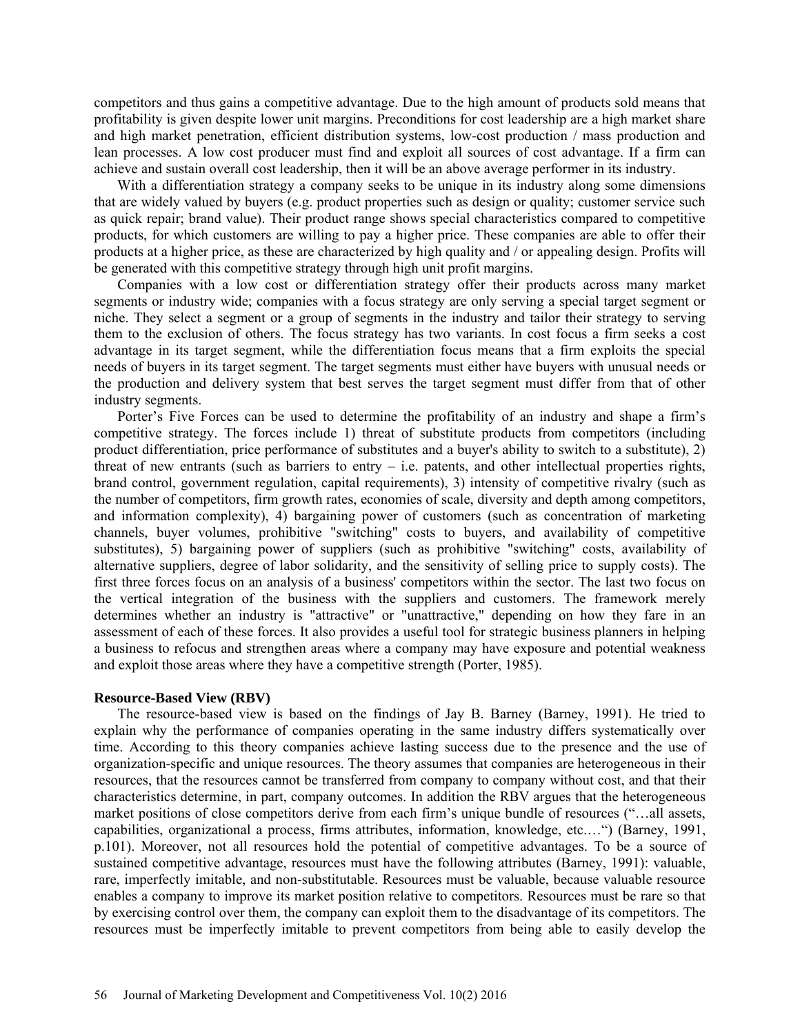competitors and thus gains a competitive advantage. Due to the high amount of products sold means that profitability is given despite lower unit margins. Preconditions for cost leadership are a high market share and high market penetration, efficient distribution systems, low-cost production / mass production and lean processes. A low cost producer must find and exploit all sources of cost advantage. If a firm can achieve and sustain overall cost leadership, then it will be an above average performer in its industry.

With a differentiation strategy a company seeks to be unique in its industry along some dimensions that are widely valued by buyers (e.g. product properties such as design or quality; customer service such as quick repair; brand value). Their product range shows special characteristics compared to competitive products, for which customers are willing to pay a higher price. These companies are able to offer their products at a higher price, as these are characterized by high quality and / or appealing design. Profits will be generated with this competitive strategy through high unit profit margins.

Companies with a low cost or differentiation strategy offer their products across many market segments or industry wide; companies with a focus strategy are only serving a special target segment or niche. They select a segment or a group of segments in the industry and tailor their strategy to serving them to the exclusion of others. The focus strategy has two variants. In cost focus a firm seeks a cost advantage in its target segment, while the differentiation focus means that a firm exploits the special needs of buyers in its target segment. The target segments must either have buyers with unusual needs or the production and delivery system that best serves the target segment must differ from that of other industry segments.

Porter's Five Forces can be used to determine the profitability of an industry and shape a firm's competitive strategy. The forces include 1) threat of substitute products from competitors (including product differentiation, price performance of substitutes and a buyer's ability to switch to a substitute), 2) threat of new entrants (such as barriers to entry – i.e. patents, and other intellectual properties rights, brand control, government regulation, capital requirements), 3) intensity of competitive rivalry (such as the number of competitors, firm growth rates, economies of scale, diversity and depth among competitors, and information complexity), 4) bargaining power of customers (such as concentration of marketing channels, buyer volumes, prohibitive "switching" costs to buyers, and availability of competitive substitutes), 5) bargaining power of suppliers (such as prohibitive "switching" costs, availability of alternative suppliers, degree of labor solidarity, and the sensitivity of selling price to supply costs). The first three forces focus on an analysis of a business' competitors within the sector. The last two focus on the vertical integration of the business with the suppliers and customers. The framework merely determines whether an industry is "attractive" or "unattractive," depending on how they fare in an assessment of each of these forces. It also provides a useful tool for strategic business planners in helping a business to refocus and strengthen areas where a company may have exposure and potential weakness and exploit those areas where they have a competitive strength (Porter, 1985).

**Resource-Based View (RBV)**

The resource-based view is based on the findings of Jay B. Barney (Barney, 1991). He tried to explain why the performance of companies operating in the same industry differs systematically over time. According to this theory companies achieve lasting success due to the presence and the use of organization-specific and unique resources. The theory assumes that companies are heterogeneous in their resources, that the resources cannot be transferred from company to company without cost, and that their characteristics determine, in part, company outcomes. In addition the RBV argues that the heterogeneous market positions of close competitors derive from each firm's unique bundle of resources ("…all assets, capabilities, organizational a process, firms attributes, information, knowledge, etc.…") (Barney, 1991, p.101). Moreover, not all resources hold the potential of competitive advantages. To be a source of sustained competitive advantage, resources must have the following attributes (Barney, 1991): valuable, rare, imperfectly imitable, and non-substitutable. Resources must be valuable, because valuable resource enables a company to improve its market position relative to competitors. Resources must be rare so that by exercising control over them, the company can exploit them to the disadvantage of its competitors. The resources must be imperfectly imitable to prevent competitors from being able to easily develop the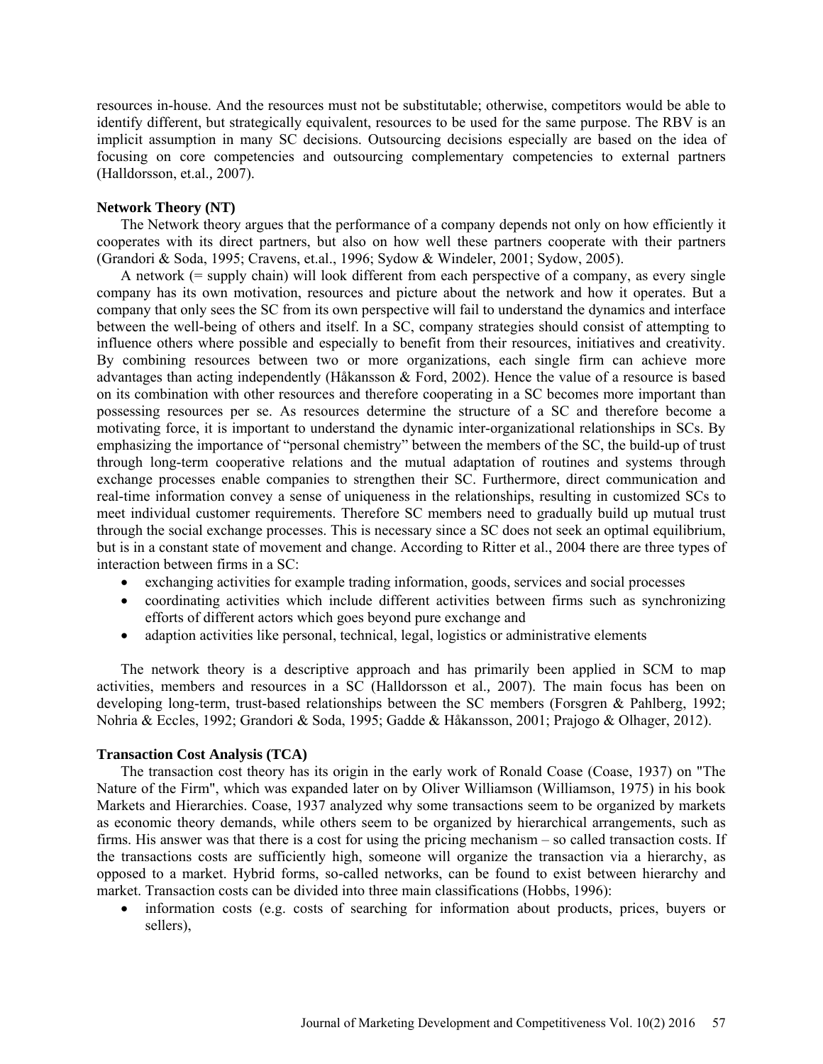resources in-house. And the resources must not be substitutable; otherwise, competitors would be able to identify different, but strategically equivalent, resources to be used for the same purpose. The RBV is an implicit assumption in many SC decisions. Outsourcing decisions especially are based on the idea of focusing on core competencies and outsourcing complementary competencies to external partners (Halldorsson, et.al., 2007).

**Network Theory (NT)**

The Network theory argues that the performance of a company depends not only on how efficiently it cooperates with its direct partners, but also on how well these partners cooperate with their partners (Grandori & Soda, 1995; Cravens, et.al., 1996; Sydow & Windeler, 2001; Sydow, 2005).

A network (= supply chain) will look different from each perspective of a company, as every single company has its own motivation, resources and picture about the network and how it operates. But a company that only sees the SC from its own perspective will fail to understand the dynamics and interface between the well-being of others and itself. In a SC, company strategies should consist of attempting to influence others where possible and especially to benefit from their resources, initiatives and creativity. By combining resources between two or more organizations, each single firm can achieve more advantages than acting independently (Håkansson & Ford, 2002). Hence the value of a resource is based on its combination with other resources and therefore cooperating in a SC becomes more important than possessing resources per se. As resources determine the structure of a SC and therefore become a motivating force, it is important to understand the dynamic inter-organizational relationships in SCs. By emphasizing the importance of "personal chemistry" between the members of the SC, the build-up of trust through long-term cooperative relations and the mutual adaptation of routines and systems through exchange processes enable companies to strengthen their SC. Furthermore, direct communication and real-time information convey a sense of uniqueness in the relationships, resulting in customized SCs to meet individual customer requirements. Therefore SC members need to gradually build up mutual trust through the social exchange processes. This is necessary since a SC does not seek an optimal equilibrium, but is in a constant state of movement and change. According to Ritter et al., 2004 there are three types of interaction between firms in a SC:

- exchanging activities for example trading information, goods, services and social processes
- coordinating activities which include different activities between firms such as synchronizing efforts of different actors which goes beyond pure exchange and
- adaption activities like personal, technical, legal, logistics or administrative elements

The network theory is a descriptive approach and has primarily been applied in SCM to map activities, members and resources in a SC (Halldorsson et al., 2007). The main focus has been on developing long-term, trust-based relationships between the SC members (Forsgren & Pahlberg, 1992; Nohria & Eccles, 1992; Grandori & Soda, 1995; Gadde & Håkansson, 2001; Prajogo & Olhager, 2012).

**Transaction Cost Analysis (TCA)**

The transaction cost theory has its origin in the early work of Ronald Coase (Coase, 1937) on "The Nature of the Firm", which was expanded later on by Oliver Williamson (Williamson, 1975) in his book Markets and Hierarchies. Coase, 1937 analyzed why some transactions seem to be organized by markets as economic theory demands, while others seem to be organized by hierarchical arrangements, such as firms. His answer was that there is a cost for using the pricing mechanism – so called transaction costs. If the transactions costs are sufficiently high, someone will organize the transaction via a hierarchy, as opposed to a market. Hybrid forms, so-called networks, can be found to exist between hierarchy and market. Transaction costs can be divided into three main classifications (Hobbs, 1996):

- information costs (e.g. costs of searching for information about products, prices, buyers or sellers),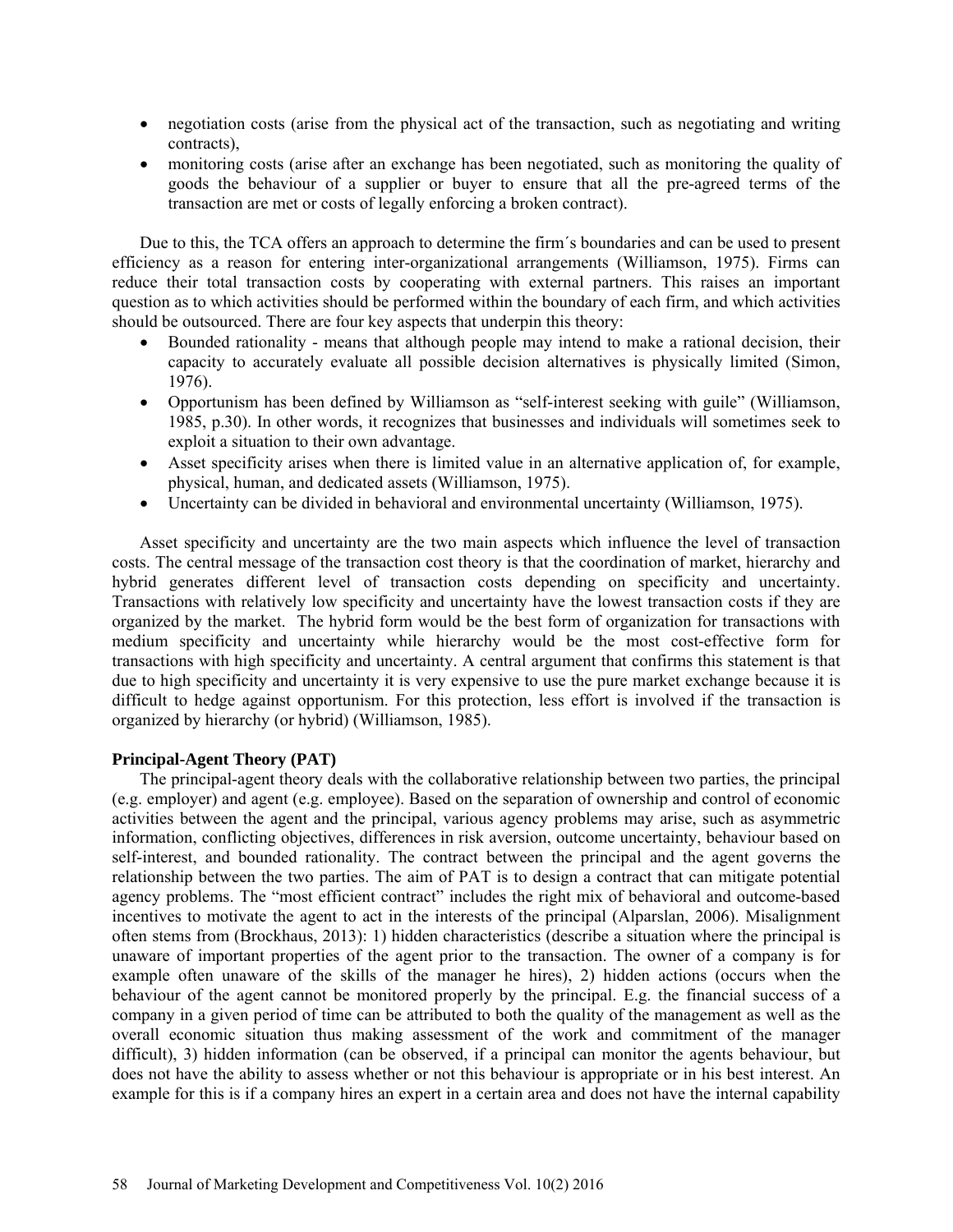- negotiation costs (arise from the physical act of the transaction, such as negotiating and writing contracts),
- monitoring costs (arise after an exchange has been negotiated, such as monitoring the quality of goods the behaviour of a supplier or buyer to ensure that all the pre-agreed terms of the transaction are met or costs of legally enforcing a broken contract).

Due to this, the TCA offers an approach to determine the firm´s boundaries and can be used to present efficiency as a reason for entering inter-organizational arrangements (Williamson, 1975). Firms can reduce their total transaction costs by cooperating with external partners. This raises an important question as to which activities should be performed within the boundary of each firm, and which activities should be outsourced. There are four key aspects that underpin this theory:

- Bounded rationality - means that although people may intend to make a rational decision, their capacity to accurately evaluate all possible decision alternatives is physically limited (Simon, 1976).
- Opportunism has been defined by Williamson as "self-interest seeking with guile" (Williamson, 1985, p.30). In other words, it recognizes that businesses and individuals will sometimes seek to exploit a situation to their own advantage.
- Asset specificity arises when there is limited value in an alternative application of, for example, physical, human, and dedicated assets (Williamson, 1975).
- Uncertainty can be divided in behavioral and environmental uncertainty (Williamson, 1975).

Asset specificity and uncertainty are the two main aspects which influence the level of transaction costs. The central message of the transaction cost theory is that the coordination of market, hierarchy and hybrid generates different level of transaction costs depending on specificity and uncertainty. Transactions with relatively low specificity and uncertainty have the lowest transaction costs if they are organized by the market. The hybrid form would be the best form of organization for transactions with medium specificity and uncertainty while hierarchy would be the most cost-effective form for transactions with high specificity and uncertainty. A central argument that confirms this statement is that due to high specificity and uncertainty it is very expensive to use the pure market exchange because it is difficult to hedge against opportunism. For this protection, less effort is involved if the transaction is organized by hierarchy (or hybrid) (Williamson, 1985).

**Principal-Agent Theory (PAT)**

The principal-agent theory deals with the collaborative relationship between two parties, the principal (e.g. employer) and agent (e.g. employee). Based on the separation of ownership and control of economic activities between the agent and the principal, various agency problems may arise, such as asymmetric information, conflicting objectives, differences in risk aversion, outcome uncertainty, behaviour based on self-interest, and bounded rationality. The contract between the principal and the agent governs the relationship between the two parties. The aim of PAT is to design a contract that can mitigate potential agency problems. The "most efficient contract" includes the right mix of behavioral and outcome-based incentives to motivate the agent to act in the interests of the principal (Alparslan, 2006). Misalignment often stems from (Brockhaus, 2013): 1) hidden characteristics (describe a situation where the principal is unaware of important properties of the agent prior to the transaction. The owner of a company is for example often unaware of the skills of the manager he hires), 2) hidden actions (occurs when the behaviour of the agent cannot be monitored properly by the principal. E.g. the financial success of a company in a given period of time can be attributed to both the quality of the management as well as the overall economic situation thus making assessment of the work and commitment of the manager difficult), 3) hidden information (can be observed, if a principal can monitor the agents behaviour, but does not have the ability to assess whether or not this behaviour is appropriate or in his best interest. An example for this is if a company hires an expert in a certain area and does not have the internal capability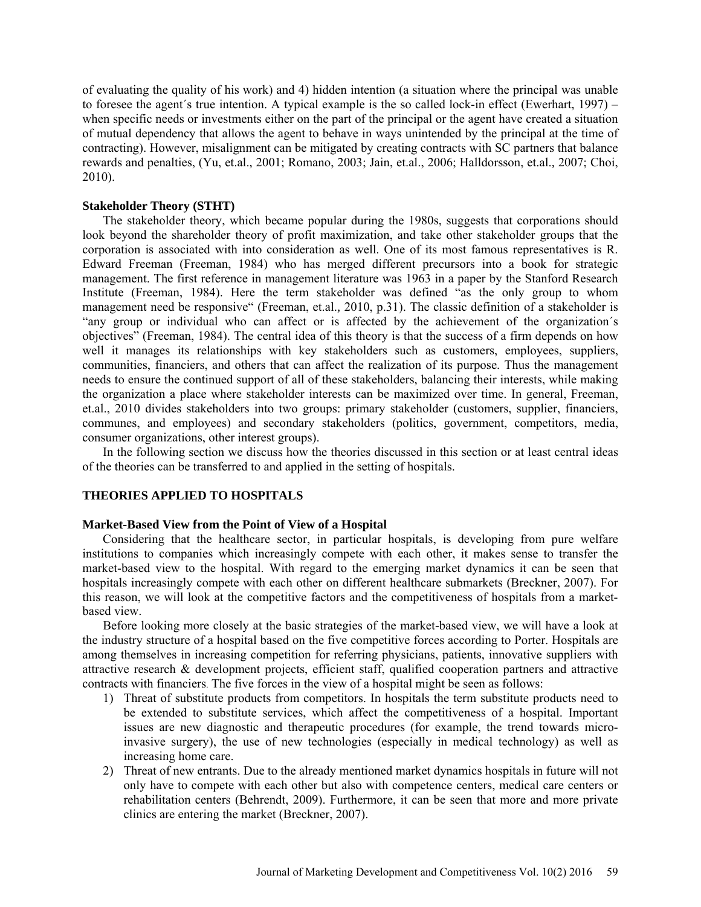of evaluating the quality of his work) and 4) hidden intention (a situation where the principal was unable to foresee the agent´s true intention. A typical example is the so called lock-in effect (Ewerhart, 1997) – when specific needs or investments either on the part of the principal or the agent have created a situation of mutual dependency that allows the agent to behave in ways unintended by the principal at the time of contracting). However, misalignment can be mitigated by creating contracts with SC partners that balance rewards and penalties, (Yu, et.al., 2001; Romano, 2003; Jain, et.al., 2006; Halldorsson, et.al., 2007; Choi, 2010).

### Stakeholder Theory (STHT)

The stakeholder theory, which became popular during the 1980s, suggests that corporations should look beyond the shareholder theory of profit maximization, and take other stakeholder groups that the corporation is associated with into consideration as well. One of its most famous representatives is R. Edward Freeman (Freeman, 1984) who has merged different precursors into a book for strategic management. The first reference in management literature was 1963 in a paper by the Stanford Research Institute (Freeman, 1984). Here the term stakeholder was defined "as the only group to whom management need be responsive" (Freeman, et.al., 2010, p.31). The classic definition of a stakeholder is "any group or individual who can affect or is affected by the achievement of the organization´s objectives" (Freeman, 1984). The central idea of this theory is that the success of a firm depends on how well it manages its relationships with key stakeholders such as customers, employees, suppliers, communities, financiers, and others that can affect the realization of its purpose. Thus the management needs to ensure the continued support of all of these stakeholders, balancing their interests, while making the organization a place where stakeholder interests can be maximized over time. In general, Freeman, et.al., 2010 divides stakeholders into two groups: primary stakeholder (customers, supplier, financiers, communes, and employees) and secondary stakeholders (politics, government, competitors, media, consumer organizations, other interest groups).

In the following section we discuss how the theories discussed in this section or at least central ideas of the theories can be transferred to and applied in the setting of hospitals.

## THEORIES APPLIED TO HOSPITALS

### Market-Based View from the Point of View of a Hospital

Considering that the healthcare sector, in particular hospitals, is developing from pure welfare institutions to companies which increasingly compete with each other, it makes sense to transfer the market-based view to the hospital. With regard to the emerging market dynamics it can be seen that hospitals increasingly compete with each other on different healthcare submarkets (Breckner, 2007). For this reason, we will look at the competitive factors and the competitiveness of hospitals from a market-based view.

Before looking more closely at the basic strategies of the market-based view, we will have a look at the industry structure of a hospital based on the five competitive forces according to Porter. Hospitals are among themselves in increasing competition for referring physicians, patients, innovative suppliers with attractive research & development projects, efficient staff, qualified cooperation partners and attractive contracts with financiers. The five forces in the view of a hospital might be seen as follows:

1) Threat of substitute products from competitors. In hospitals the term substitute products need to be extended to substitute services, which affect the competitiveness of a hospital. Important issues are new diagnostic and therapeutic procedures (for example, the trend towards micro-invasive surgery), the use of new technologies (especially in medical technology) as well as increasing home care.
2) Threat of new entrants. Due to the already mentioned market dynamics hospitals in future will not only have to compete with each other but also with competence centers, medical care centers or rehabilitation centers (Behrendt, 2009). Furthermore, it can be seen that more and more private clinics are entering the market (Breckner, 2007).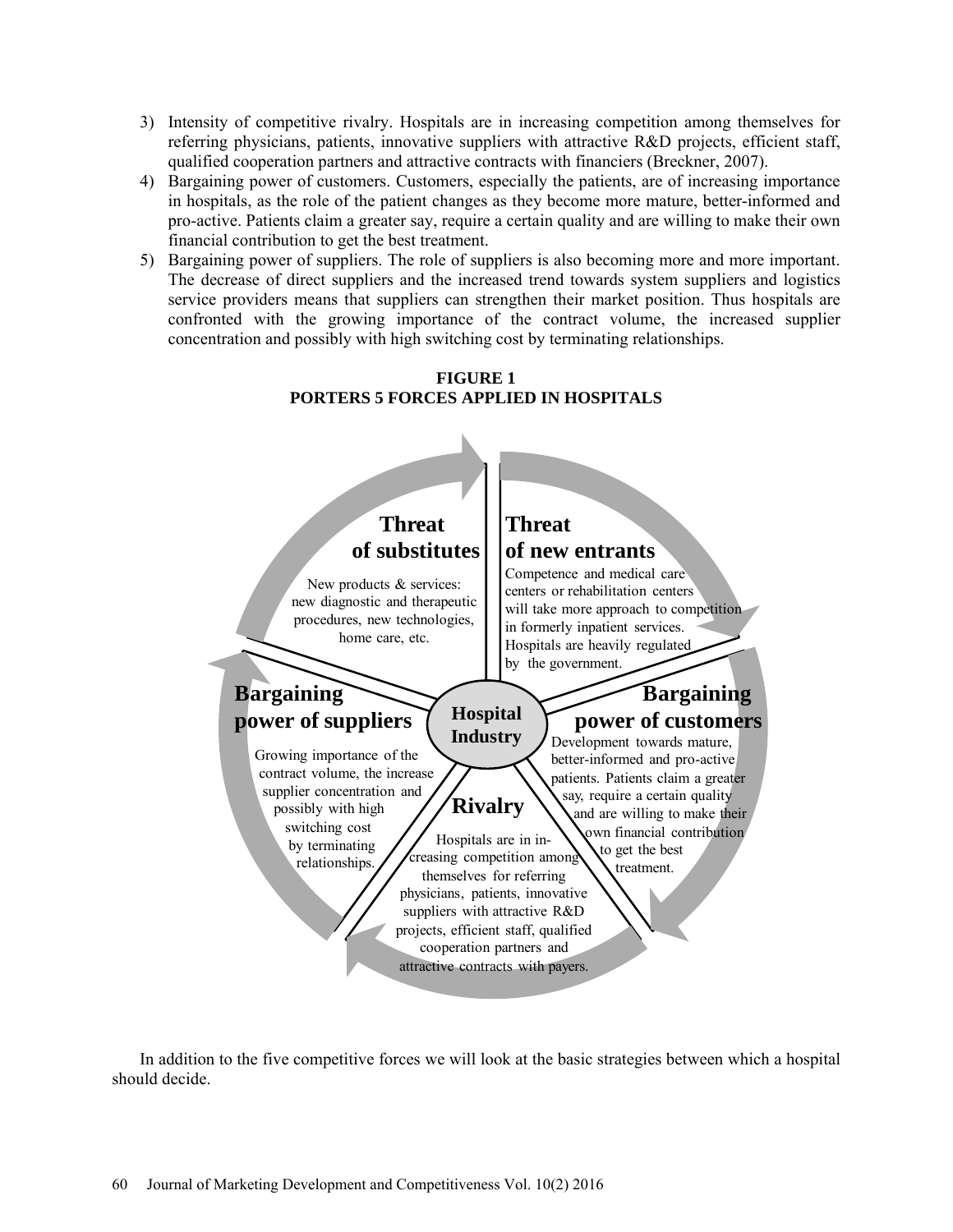3) Intensity of competitive rivalry. Hospitals are in increasing competition among themselves for referring physicians, patients, innovative suppliers with attractive R&D projects, efficient staff, qualified cooperation partners and attractive contracts with financiers (Breckner, 2007).
4) Bargaining power of customers. Customers, especially the patients, are of increasing importance in hospitals, as the role of the patient changes as they become more mature, better-informed and pro-active. Patients claim a greater say, require a certain quality and are willing to make their own financial contribution to get the best treatment.
5) Bargaining power of suppliers. The role of suppliers is also becoming more and more important. The decrease of direct suppliers and the increased trend towards system suppliers and logistics service providers means that suppliers can strengthen their market position. Thus hospitals are confronted with the growing importance of the contract volume, the increased supplier concentration and possibly with high switching cost by terminating relationships.

**FIGURE 1**
**PORTERS 5 FORCES APPLIED IN HOSPITALS**

**Hospital Industry**

**Threat of substitutes**
New products & services: new diagnostic and therapeutic procedures, new technologies, home care, etc.

**Threat of new entrants**
Competence and medical care centers or rehabilitation centers will take more approach to competition in formerly inpatient services. Hospitals are heavily regulated by the government.

**Bargaining power of customers**
Development towards mature, better-informed and pro-active patients. Patients claim a greater say, require a certain quality and are willing to make their own financial contribution to get the best treatment.

**Rivalry**
Hospitals are in increasing competition among themselves for referring physicians, patients, innovative suppliers with attractive R&D projects, efficient staff, qualified cooperation partners and attractive contracts with payers.

**Bargaining power of suppliers**
Growing importance of the contract volume, the increase supplier concentration and possibly with high switching cost by terminating relationships.

In addition to the five competitive forces we will look at the basic strategies between which a hospital should decide.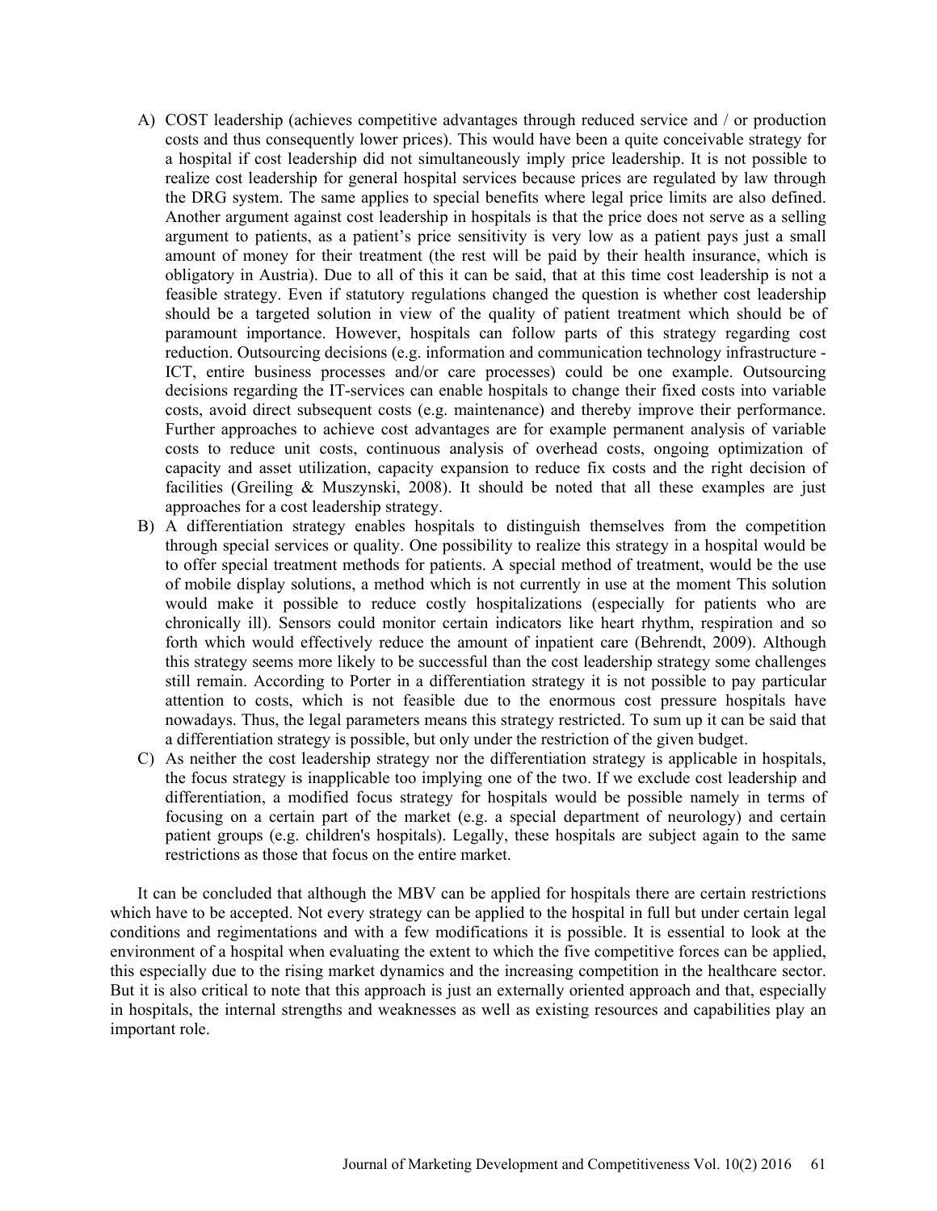A) COST leadership (achieves competitive advantages through reduced service and / or production costs and thus consequently lower prices). This would have been a quite conceivable strategy for a hospital if cost leadership did not simultaneously imply price leadership. It is not possible to realize cost leadership for general hospital services because prices are regulated by law through the DRG system. The same applies to special benefits where legal price limits are also defined. Another argument against cost leadership in hospitals is that the price does not serve as a selling argument to patients, as a patient's price sensitivity is very low as a patient pays just a small amount of money for their treatment (the rest will be paid by their health insurance, which is obligatory in Austria). Due to all of this it can be said, that at this time cost leadership is not a feasible strategy. Even if statutory regulations changed the question is whether cost leadership should be a targeted solution in view of the quality of patient treatment which should be of paramount importance. However, hospitals can follow parts of this strategy regarding cost reduction. Outsourcing decisions (e.g. information and communication technology infrastructure - ICT, entire business processes and/or care processes) could be one example. Outsourcing decisions regarding the IT-services can enable hospitals to change their fixed costs into variable costs, avoid direct subsequent costs (e.g. maintenance) and thereby improve their performance. Further approaches to achieve cost advantages are for example permanent analysis of variable costs to reduce unit costs, continuous analysis of overhead costs, ongoing optimization of capacity and asset utilization, capacity expansion to reduce fix costs and the right decision of facilities (Greiling & Muszynski, 2008). It should be noted that all these examples are just approaches for a cost leadership strategy.

B) A differentiation strategy enables hospitals to distinguish themselves from the competition through special services or quality. One possibility to realize this strategy in a hospital would be to offer special treatment methods for patients. A special method of treatment, would be the use of mobile display solutions, a method which is not currently in use at the moment This solution would make it possible to reduce costly hospitalizations (especially for patients who are chronically ill). Sensors could monitor certain indicators like heart rhythm, respiration and so forth which would effectively reduce the amount of inpatient care (Behrendt, 2009). Although this strategy seems more likely to be successful than the cost leadership strategy some challenges still remain. According to Porter in a differentiation strategy it is not possible to pay particular attention to costs, which is not feasible due to the enormous cost pressure hospitals have nowadays. Thus, the legal parameters means this strategy restricted. To sum up it can be said that a differentiation strategy is possible, but only under the restriction of the given budget.

C) As neither the cost leadership strategy nor the differentiation strategy is applicable in hospitals, the focus strategy is inapplicable too implying one of the two. If we exclude cost leadership and differentiation, a modified focus strategy for hospitals would be possible namely in terms of focusing on a certain part of the market (e.g. a special department of neurology) and certain patient groups (e.g. children's hospitals). Legally, these hospitals are subject again to the same restrictions as those that focus on the entire market.

It can be concluded that although the MBV can be applied for hospitals there are certain restrictions which have to be accepted. Not every strategy can be applied to the hospital in full but under certain legal conditions and regimentations and with a few modifications it is possible. It is essential to look at the environment of a hospital when evaluating the extent to which the five competitive forces can be applied, this especially due to the rising market dynamics and the increasing competition in the healthcare sector. But it is also critical to note that this approach is just an externally oriented approach and that, especially in hospitals, the internal strengths and weaknesses as well as existing resources and capabilities play an important role.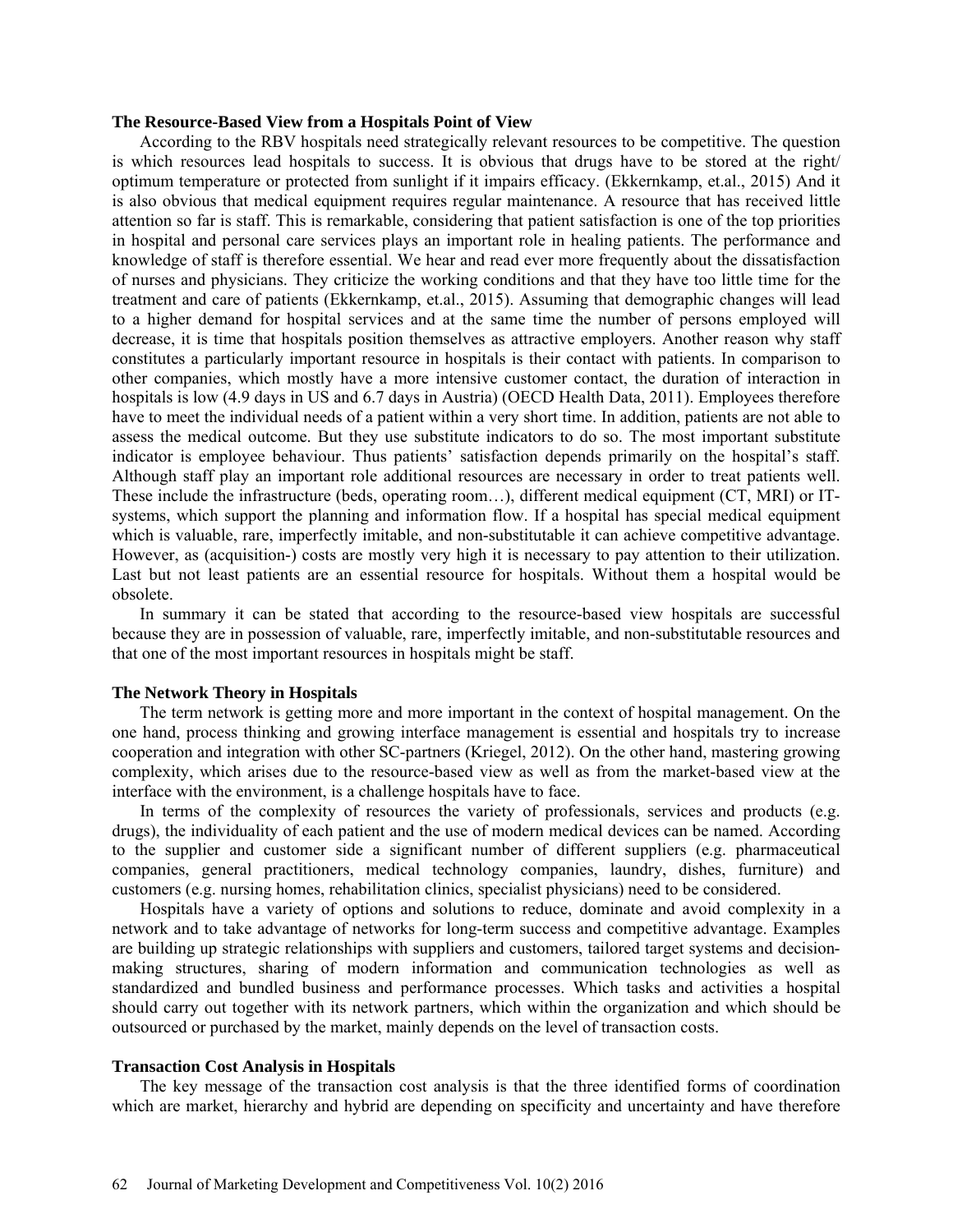### The Resource-Based View from a Hospitals Point of View

According to the RBV hospitals need strategically relevant resources to be competitive. The question is which resources lead hospitals to success. It is obvious that drugs have to be stored at the right/ optimum temperature or protected from sunlight if it impairs efficacy. (Ekkernkamp, et.al., 2015) And it is also obvious that medical equipment requires regular maintenance. A resource that has received little attention so far is staff. This is remarkable, considering that patient satisfaction is one of the top priorities in hospital and personal care services plays an important role in healing patients. The performance and knowledge of staff is therefore essential. We hear and read ever more frequently about the dissatisfaction of nurses and physicians. They criticize the working conditions and that they have too little time for the treatment and care of patients (Ekkernkamp, et.al., 2015). Assuming that demographic changes will lead to a higher demand for hospital services and at the same time the number of persons employed will decrease, it is time that hospitals position themselves as attractive employers. Another reason why staff constitutes a particularly important resource in hospitals is their contact with patients. In comparison to other companies, which mostly have a more intensive customer contact, the duration of interaction in hospitals is low (4.9 days in US and 6.7 days in Austria) (OECD Health Data, 2011). Employees therefore have to meet the individual needs of a patient within a very short time. In addition, patients are not able to assess the medical outcome. But they use substitute indicators to do so. The most important substitute indicator is employee behaviour. Thus patients' satisfaction depends primarily on the hospital's staff. Although staff play an important role additional resources are necessary in order to treat patients well. These include the infrastructure (beds, operating room…), different medical equipment (CT, MRI) or IT-systems, which support the planning and information flow. If a hospital has special medical equipment which is valuable, rare, imperfectly imitable, and non-substitutable it can achieve competitive advantage. However, as (acquisition-) costs are mostly very high it is necessary to pay attention to their utilization. Last but not least patients are an essential resource for hospitals. Without them a hospital would be obsolete.

In summary it can be stated that according to the resource-based view hospitals are successful because they are in possession of valuable, rare, imperfectly imitable, and non-substitutable resources and that one of the most important resources in hospitals might be staff.

### The Network Theory in Hospitals

The term network is getting more and more important in the context of hospital management. On the one hand, process thinking and growing interface management is essential and hospitals try to increase cooperation and integration with other SC-partners (Kriegel, 2012). On the other hand, mastering growing complexity, which arises due to the resource-based view as well as from the market-based view at the interface with the environment, is a challenge hospitals have to face.

In terms of the complexity of resources the variety of professionals, services and products (e.g. drugs), the individuality of each patient and the use of modern medical devices can be named. According to the supplier and customer side a significant number of different suppliers (e.g. pharmaceutical companies, general practitioners, medical technology companies, laundry, dishes, furniture) and customers (e.g. nursing homes, rehabilitation clinics, specialist physicians) need to be considered.

Hospitals have a variety of options and solutions to reduce, dominate and avoid complexity in a network and to take advantage of networks for long-term success and competitive advantage. Examples are building up strategic relationships with suppliers and customers, tailored target systems and decision-making structures, sharing of modern information and communication technologies as well as standardized and bundled business and performance processes. Which tasks and activities a hospital should carry out together with its network partners, which within the organization and which should be outsourced or purchased by the market, mainly depends on the level of transaction costs.

### Transaction Cost Analysis in Hospitals

The key message of the transaction cost analysis is that the three identified forms of coordination which are market, hierarchy and hybrid are depending on specificity and uncertainty and have therefore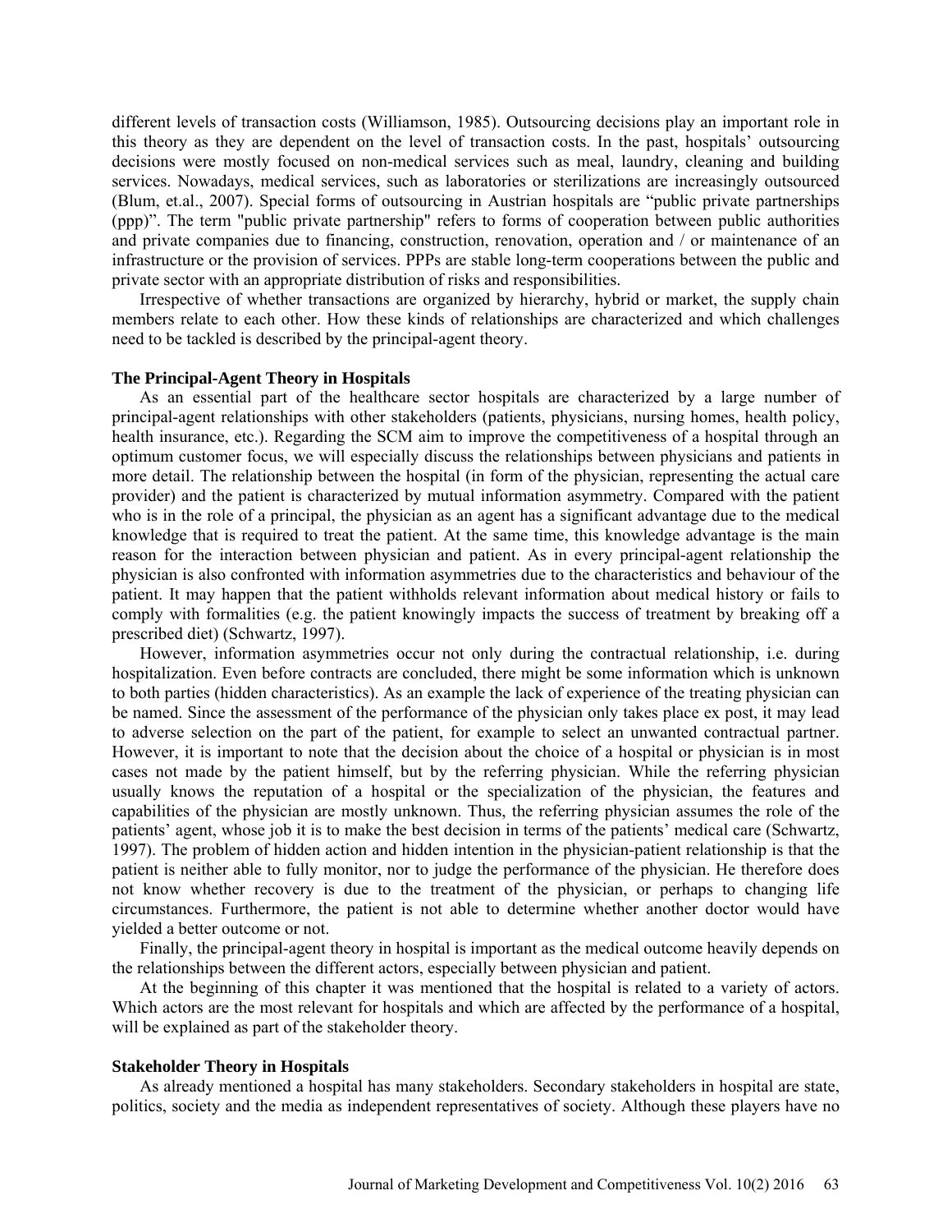different levels of transaction costs (Williamson, 1985). Outsourcing decisions play an important role in this theory as they are dependent on the level of transaction costs. In the past, hospitals' outsourcing decisions were mostly focused on non-medical services such as meal, laundry, cleaning and building services. Nowadays, medical services, such as laboratories or sterilizations are increasingly outsourced (Blum, et.al., 2007). Special forms of outsourcing in Austrian hospitals are "public private partnerships (ppp)". The term "public private partnership" refers to forms of cooperation between public authorities and private companies due to financing, construction, renovation, operation and / or maintenance of an infrastructure or the provision of services. PPPs are stable long-term cooperations between the public and private sector with an appropriate distribution of risks and responsibilities.

Irrespective of whether transactions are organized by hierarchy, hybrid or market, the supply chain members relate to each other. How these kinds of relationships are characterized and which challenges need to be tackled is described by the principal-agent theory.

### The Principal-Agent Theory in Hospitals

As an essential part of the healthcare sector hospitals are characterized by a large number of principal-agent relationships with other stakeholders (patients, physicians, nursing homes, health policy, health insurance, etc.). Regarding the SCM aim to improve the competitiveness of a hospital through an optimum customer focus, we will especially discuss the relationships between physicians and patients in more detail. The relationship between the hospital (in form of the physician, representing the actual care provider) and the patient is characterized by mutual information asymmetry. Compared with the patient who is in the role of a principal, the physician as an agent has a significant advantage due to the medical knowledge that is required to treat the patient. At the same time, this knowledge advantage is the main reason for the interaction between physician and patient. As in every principal-agent relationship the physician is also confronted with information asymmetries due to the characteristics and behaviour of the patient. It may happen that the patient withholds relevant information about medical history or fails to comply with formalities (e.g. the patient knowingly impacts the success of treatment by breaking off a prescribed diet) (Schwartz, 1997).

However, information asymmetries occur not only during the contractual relationship, i.e. during hospitalization. Even before contracts are concluded, there might be some information which is unknown to both parties (hidden characteristics). As an example the lack of experience of the treating physician can be named. Since the assessment of the performance of the physician only takes place ex post, it may lead to adverse selection on the part of the patient, for example to select an unwanted contractual partner. However, it is important to note that the decision about the choice of a hospital or physician is in most cases not made by the patient himself, but by the referring physician. While the referring physician usually knows the reputation of a hospital or the specialization of the physician, the features and capabilities of the physician are mostly unknown. Thus, the referring physician assumes the role of the patients' agent, whose job it is to make the best decision in terms of the patients' medical care (Schwartz, 1997). The problem of hidden action and hidden intention in the physician-patient relationship is that the patient is neither able to fully monitor, nor to judge the performance of the physician. He therefore does not know whether recovery is due to the treatment of the physician, or perhaps to changing life circumstances. Furthermore, the patient is not able to determine whether another doctor would have yielded a better outcome or not.

Finally, the principal-agent theory in hospital is important as the medical outcome heavily depends on the relationships between the different actors, especially between physician and patient.

At the beginning of this chapter it was mentioned that the hospital is related to a variety of actors. Which actors are the most relevant for hospitals and which are affected by the performance of a hospital, will be explained as part of the stakeholder theory.

### Stakeholder Theory in Hospitals

As already mentioned a hospital has many stakeholders. Secondary stakeholders in hospital are state, politics, society and the media as independent representatives of society. Although these players have no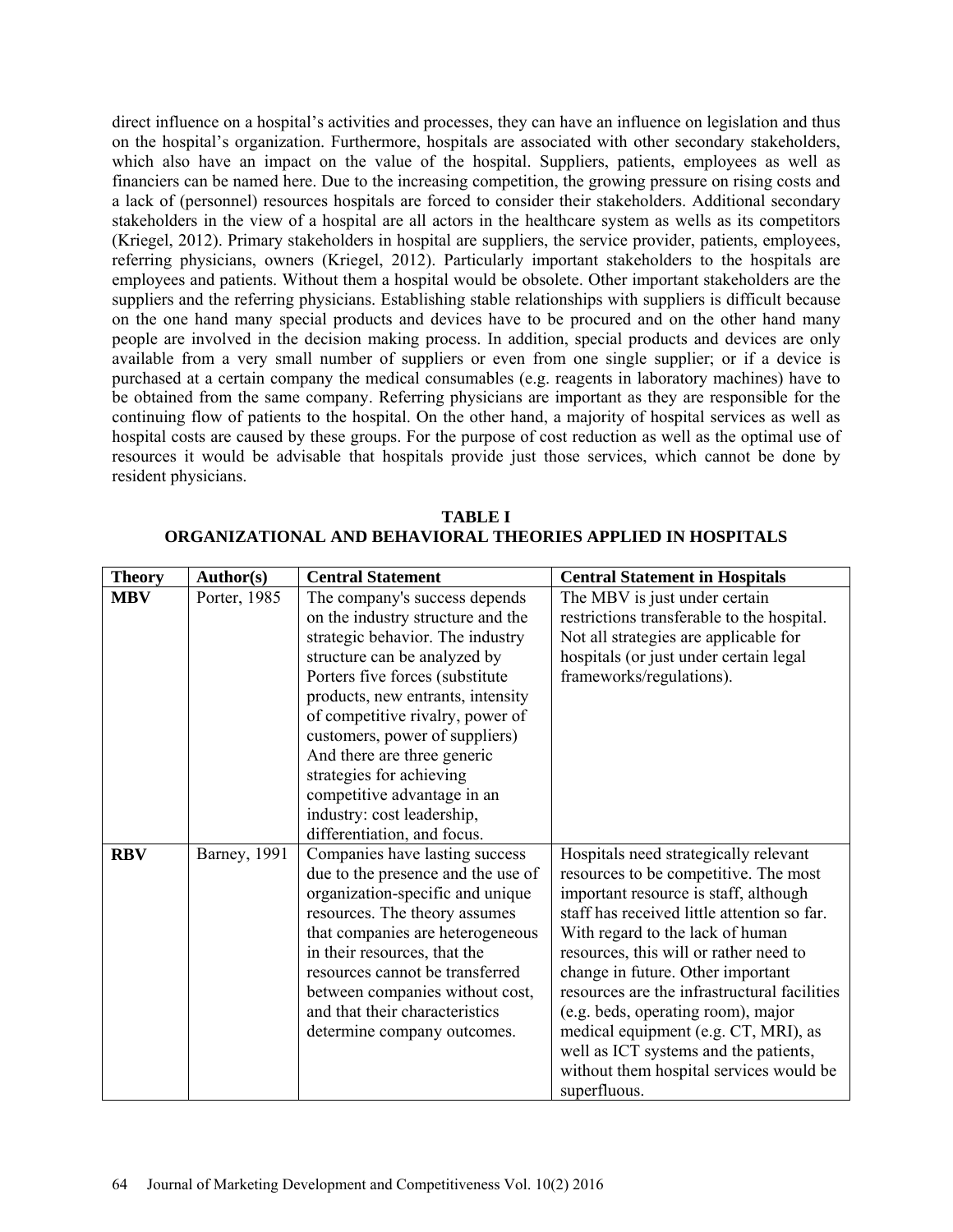direct influence on a hospital's activities and processes, they can have an influence on legislation and thus on the hospital's organization. Furthermore, hospitals are associated with other secondary stakeholders, which also have an impact on the value of the hospital. Suppliers, patients, employees as well as financiers can be named here. Due to the increasing competition, the growing pressure on rising costs and a lack of (personnel) resources hospitals are forced to consider their stakeholders. Additional secondary stakeholders in the view of a hospital are all actors in the healthcare system as wells as its competitors (Kriegel, 2012). Primary stakeholders in hospital are suppliers, the service provider, patients, employees, referring physicians, owners (Kriegel, 2012). Particularly important stakeholders to the hospitals are employees and patients. Without them a hospital would be obsolete. Other important stakeholders are the suppliers and the referring physicians. Establishing stable relationships with suppliers is difficult because on the one hand many special products and devices have to be procured and on the other hand many people are involved in the decision making process. In addition, special products and devices are only available from a very small number of suppliers or even from one single supplier; or if a device is purchased at a certain company the medical consumables (e.g. reagents in laboratory machines) have to be obtained from the same company. Referring physicians are important as they are responsible for the continuing flow of patients to the hospital. On the other hand, a majority of hospital services as well as hospital costs are caused by these groups. For the purpose of cost reduction as well as the optimal use of resources it would be advisable that hospitals provide just those services, which cannot be done by resident physicians.

**TABLE I**
**ORGANIZATIONAL AND BEHAVIORAL THEORIES APPLIED IN HOSPITALS**

| Theory | Author(s) | Central Statement | Central Statement in Hospitals |
|---|---|---|---|
| **MBV** | Porter, 1985 | The company's success depends on the industry structure and the strategic behavior. The industry structure can be analyzed by Porters five forces (substitute products, new entrants, intensity of competitive rivalry, power of customers, power of suppliers) And there are three generic strategies for achieving competitive advantage in an industry: cost leadership, differentiation, and focus. | The MBV is just under certain restrictions transferable to the hospital. Not all strategies are applicable for hospitals (or just under certain legal frameworks/regulations). |
| **RBV** | Barney, 1991 | Companies have lasting success due to the presence and the use of organization-specific and unique resources. The theory assumes that companies are heterogeneous in their resources, that the resources cannot be transferred between companies without cost, and that their characteristics determine company outcomes. | Hospitals need strategically relevant resources to be competitive. The most important resource is staff, although staff has received little attention so far. With regard to the lack of human resources, this will or rather need to change in future. Other important resources are the infrastructural facilities (e.g. beds, operating room), major medical equipment (e.g. CT, MRI), as well as ICT systems and the patients, without them hospital services would be superfluous. |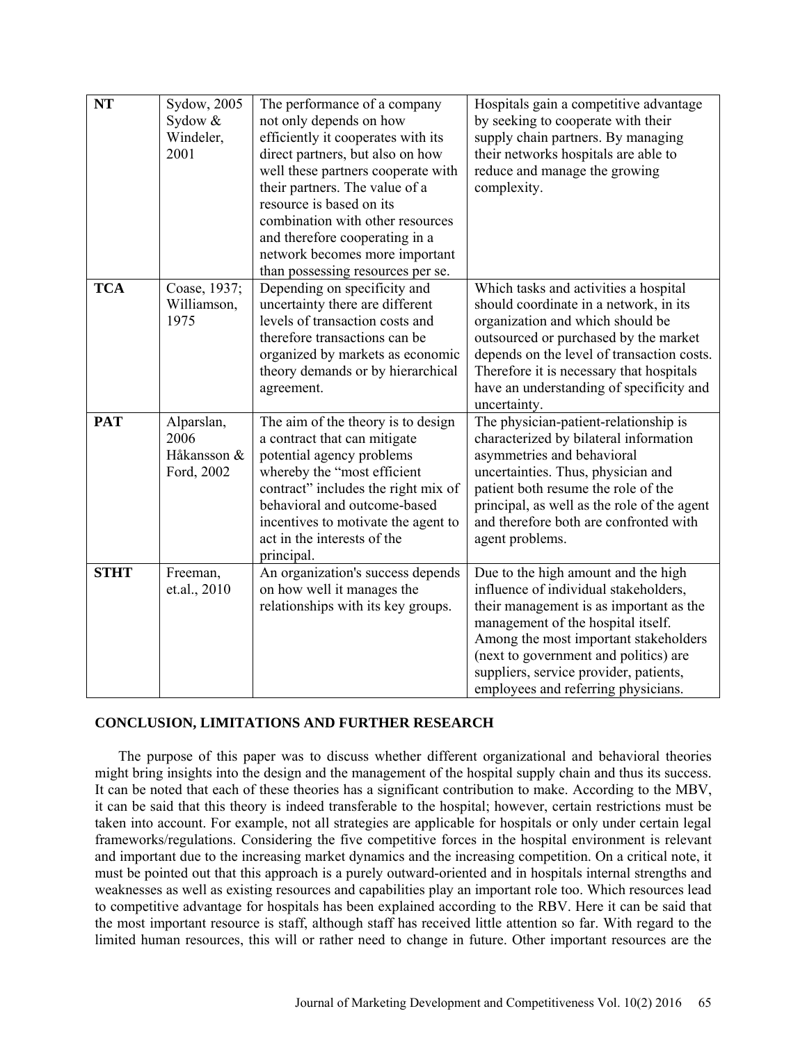| **NT** | Sydow, 2005 Sydow & Windeler, 2001 | The performance of a company not only depends on how efficiently it cooperates with its direct partners, but also on how well these partners cooperate with their partners. The value of a resource is based on its combination with other resources and therefore cooperating in a network becomes more important than possessing resources per se. | Hospitals gain a competitive advantage by seeking to cooperate with their supply chain partners. By managing their networks hospitals are able to reduce and manage the growing complexity. |
|---|---|---|---|
| **TCA** | Coase, 1937; Williamson, 1975 | Depending on specificity and uncertainty there are different levels of transaction costs and therefore transactions can be organized by markets as economic theory demands or by hierarchical agreement. | Which tasks and activities a hospital should coordinate in a network, in its organization and which should be outsourced or purchased by the market depends on the level of transaction costs. Therefore it is necessary that hospitals have an understanding of specificity and uncertainty. |
| **PAT** | Alparslan, 2006 Håkansson & Ford, 2002 | The aim of the theory is to design a contract that can mitigate potential agency problems whereby the "most efficient contract" includes the right mix of behavioral and outcome-based incentives to motivate the agent to act in the interests of the principal. | The physician-patient-relationship is characterized by bilateral information asymmetries and behavioral uncertainties. Thus, physician and patient both resume the role of the principal, as well as the role of the agent and therefore both are confronted with agent problems. |
| **STHT** | Freeman, et.al., 2010 | An organization's success depends on how well it manages the relationships with its key groups. | Due to the high amount and the high influence of individual stakeholders, their management is as important as the management of the hospital itself. Among the most important stakeholders (next to government and politics) are suppliers, service provider, patients, employees and referring physicians. |

## CONCLUSION, LIMITATIONS AND FURTHER RESEARCH

The purpose of this paper was to discuss whether different organizational and behavioral theories might bring insights into the design and the management of the hospital supply chain and thus its success. It can be noted that each of these theories has a significant contribution to make. According to the MBV, it can be said that this theory is indeed transferable to the hospital; however, certain restrictions must be taken into account. For example, not all strategies are applicable for hospitals or only under certain legal frameworks/regulations. Considering the five competitive forces in the hospital environment is relevant and important due to the increasing market dynamics and the increasing competition. On a critical note, it must be pointed out that this approach is a purely outward-oriented and in hospitals internal strengths and weaknesses as well as existing resources and capabilities play an important role too. Which resources lead to competitive advantage for hospitals has been explained according to the RBV. Here it can be said that the most important resource is staff, although staff has received little attention so far. With regard to the limited human resources, this will or rather need to change in future. Other important resources are the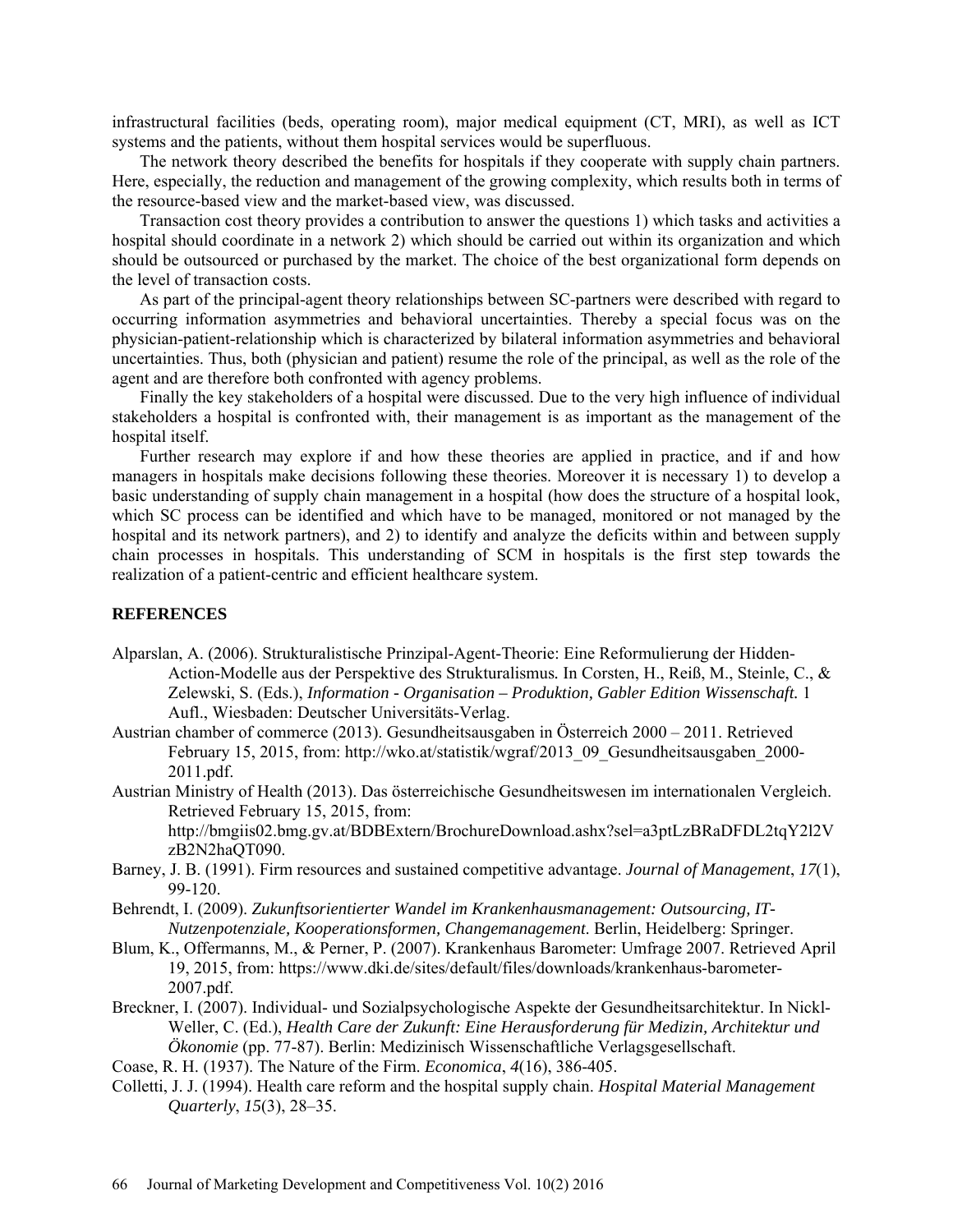infrastructural facilities (beds, operating room), major medical equipment (CT, MRI), as well as ICT systems and the patients, without them hospital services would be superfluous.

The network theory described the benefits for hospitals if they cooperate with supply chain partners. Here, especially, the reduction and management of the growing complexity, which results both in terms of the resource-based view and the market-based view, was discussed.

Transaction cost theory provides a contribution to answer the questions 1) which tasks and activities a hospital should coordinate in a network 2) which should be carried out within its organization and which should be outsourced or purchased by the market. The choice of the best organizational form depends on the level of transaction costs.

As part of the principal-agent theory relationships between SC-partners were described with regard to occurring information asymmetries and behavioral uncertainties. Thereby a special focus was on the physician-patient-relationship which is characterized by bilateral information asymmetries and behavioral uncertainties. Thus, both (physician and patient) resume the role of the principal, as well as the role of the agent and are therefore both confronted with agency problems.

Finally the key stakeholders of a hospital were discussed. Due to the very high influence of individual stakeholders a hospital is confronted with, their management is as important as the management of the hospital itself.

Further research may explore if and how these theories are applied in practice, and if and how managers in hospitals make decisions following these theories. Moreover it is necessary 1) to develop a basic understanding of supply chain management in a hospital (how does the structure of a hospital look, which SC process can be identified and which have to be managed, monitored or not managed by the hospital and its network partners), and 2) to identify and analyze the deficits within and between supply chain processes in hospitals. This understanding of SCM in hospitals is the first step towards the realization of a patient-centric and efficient healthcare system.

## REFERENCES

Alparslan, A. (2006). Strukturalistische Prinzipal-Agent-Theorie: Eine Reformulierung der Hidden-Action-Modelle aus der Perspektive des Strukturalismus. In Corsten, H., Reiß, M., Steinle, C., & Zelewski, S. (Eds.), *Information - Organisation – Produktion, Gabler Edition Wissenschaft.* 1 Aufl., Wiesbaden: Deutscher Universitäts-Verlag.

Austrian chamber of commerce (2013). Gesundheitsausgaben in Österreich 2000 – 2011. Retrieved February 15, 2015, from: http://wko.at/statistik/wgraf/2013_09_Gesundheitsausgaben_2000-2011.pdf.

Austrian Ministry of Health (2013). Das österreichische Gesundheitswesen im internationalen Vergleich. Retrieved February 15, 2015, from: http://bmgiis02.bmg.gv.at/BDBExtern/BrochureDownload.ashx?sel=a3ptLzBRaDFDL2tqY2l2VzB2N2haQT090.

Barney, J. B. (1991). Firm resources and sustained competitive advantage. *Journal of Management*, *17*(1), 99-120.

Behrendt, I. (2009). *Zukunftsorientierter Wandel im Krankenhausmanagement: Outsourcing, IT-Nutzenpotenziale, Kooperationsformen, Changemanagement.* Berlin, Heidelberg: Springer.

Blum, K., Offermanns, M., & Perner, P. (2007). Krankenhaus Barometer: Umfrage 2007. Retrieved April 19, 2015, from: https://www.dki.de/sites/default/files/downloads/krankenhaus-barometer-2007.pdf.

Breckner, I. (2007). Individual- und Sozialpsychologische Aspekte der Gesundheitsarchitektur. In Nickl-Weller, C. (Ed.), *Health Care der Zukunft: Eine Herausforderung für Medizin, Architektur und Ökonomie* (pp. 77-87). Berlin: Medizinisch Wissenschaftliche Verlagsgesellschaft.

Coase, R. H. (1937). The Nature of the Firm. *Economica*, *4*(16), 386-405.

Colletti, J. J. (1994). Health care reform and the hospital supply chain. *Hospital Material Management Quarterly*, *15*(3), 28–35.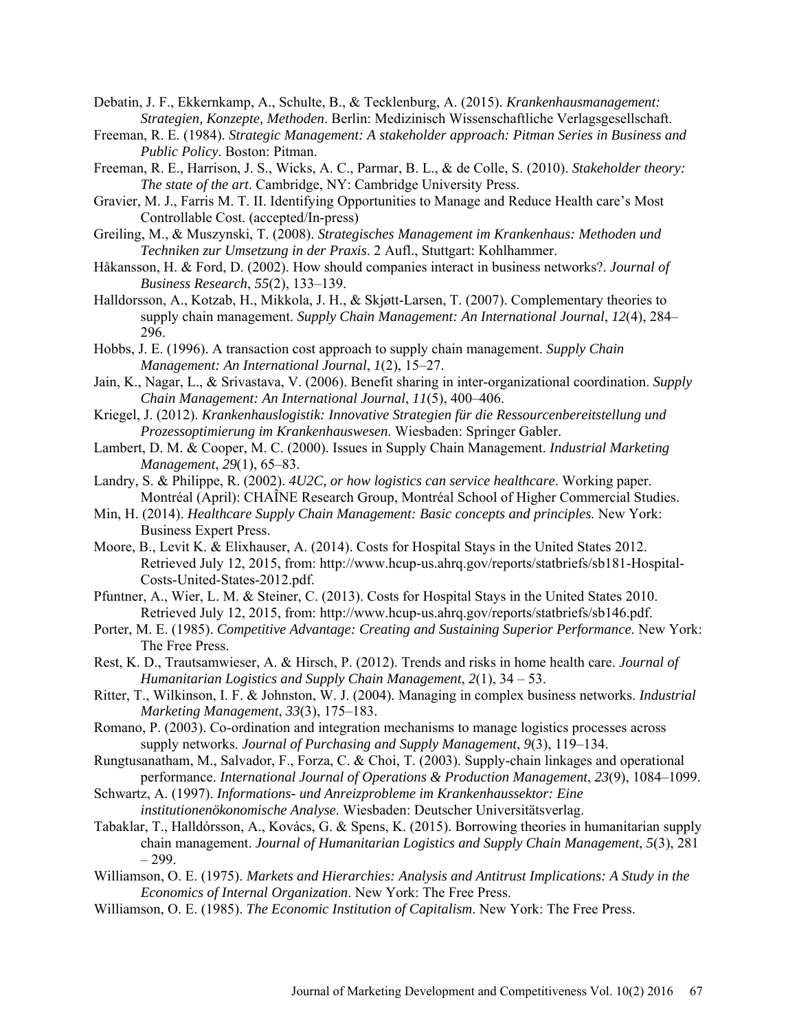Debatin, J. F., Ekkernkamp, A., Schulte, B., & Tecklenburg, A. (2015). *Krankenhausmanagement: Strategien, Konzepte, Methoden*. Berlin: Medizinisch Wissenschaftliche Verlagsgesellschaft.

Freeman, R. E. (1984). *Strategic Management: A stakeholder approach: Pitman Series in Business and Public Policy*. Boston: Pitman.

Freeman, R. E., Harrison, J. S., Wicks, A. C., Parmar, B. L., & de Colle, S. (2010). *Stakeholder theory: The state of the art*. Cambridge, NY: Cambridge University Press.

Gravier, M. J., Farris M. T. II. Identifying Opportunities to Manage and Reduce Health care's Most Controllable Cost. (accepted/In-press)

Greiling, M., & Muszynski, T. (2008). *Strategisches Management im Krankenhaus: Methoden und Techniken zur Umsetzung in der Praxis*. 2 Aufl., Stuttgart: Kohlhammer.

Håkansson, H. & Ford, D. (2002). How should companies interact in business networks?. *Journal of Business Research*, *55*(2), 133–139.

Halldorsson, A., Kotzab, H., Mikkola, J. H., & Skjøtt-Larsen, T. (2007). Complementary theories to supply chain management. *Supply Chain Management: An International Journal*, *12*(4), 284–296.

Hobbs, J. E. (1996). A transaction cost approach to supply chain management. *Supply Chain Management: An International Journal*, *1*(2), 15–27.

Jain, K., Nagar, L., & Srivastava, V. (2006). Benefit sharing in inter-organizational coordination. *Supply Chain Management: An International Journal*, *11*(5), 400–406.

Kriegel, J. (2012). *Krankenhauslogistik: Innovative Strategien für die Ressourcenbereitstellung und Prozessoptimierung im Krankenhauswesen*. Wiesbaden: Springer Gabler.

Lambert, D. M. & Cooper, M. C. (2000). Issues in Supply Chain Management. *Industrial Marketing Management*, *29*(1), 65–83.

Landry, S. & Philippe, R. (2002). *4U2C, or how logistics can service healthcare*. Working paper. Montréal (April): CHAÎNE Research Group, Montréal School of Higher Commercial Studies.

Min, H. (2014). *Healthcare Supply Chain Management: Basic concepts and principles*. New York: Business Expert Press.

Moore, B., Levit K. & Elixhauser, A. (2014). Costs for Hospital Stays in the United States 2012. Retrieved July 12, 2015, from: http://www.hcup-us.ahrq.gov/reports/statbriefs/sb181-Hospital-Costs-United-States-2012.pdf.

Pfuntner, A., Wier, L. M. & Steiner, C. (2013). Costs for Hospital Stays in the United States 2010. Retrieved July 12, 2015, from: http://www.hcup-us.ahrq.gov/reports/statbriefs/sb146.pdf.

Porter, M. E. (1985). *Competitive Advantage: Creating and Sustaining Superior Performance*. New York: The Free Press.

Rest, K. D., Trautsamwieser, A. & Hirsch, P. (2012). Trends and risks in home health care. *Journal of Humanitarian Logistics and Supply Chain Management*, *2*(1), 34 – 53.

Ritter, T., Wilkinson, I. F. & Johnston, W. J. (2004). Managing in complex business networks. *Industrial Marketing Management*, *33*(3), 175–183.

Romano, P. (2003). Co-ordination and integration mechanisms to manage logistics processes across supply networks. *Journal of Purchasing and Supply Management*, *9*(3), 119–134.

Rungtusanatham, M., Salvador, F., Forza, C. & Choi, T. (2003). Supply-chain linkages and operational performance. *International Journal of Operations & Production Management*, *23*(9), 1084–1099.

Schwartz, A. (1997). *Informations- und Anreizprobleme im Krankenhaussektor: Eine institutionenökonomische Analyse*. Wiesbaden: Deutscher Universitätsverlag.

Tabaklar, T., Halldórsson, A., Kovács, G. & Spens, K. (2015). Borrowing theories in humanitarian supply chain management. *Journal of Humanitarian Logistics and Supply Chain Management*, *5*(3), 281 – 299.

Williamson, O. E. (1975). *Markets and Hierarchies: Analysis and Antitrust Implications: A Study in the Economics of Internal Organization*. New York: The Free Press.

Williamson, O. E. (1985). *The Economic Institution of Capitalism*. New York: The Free Press.